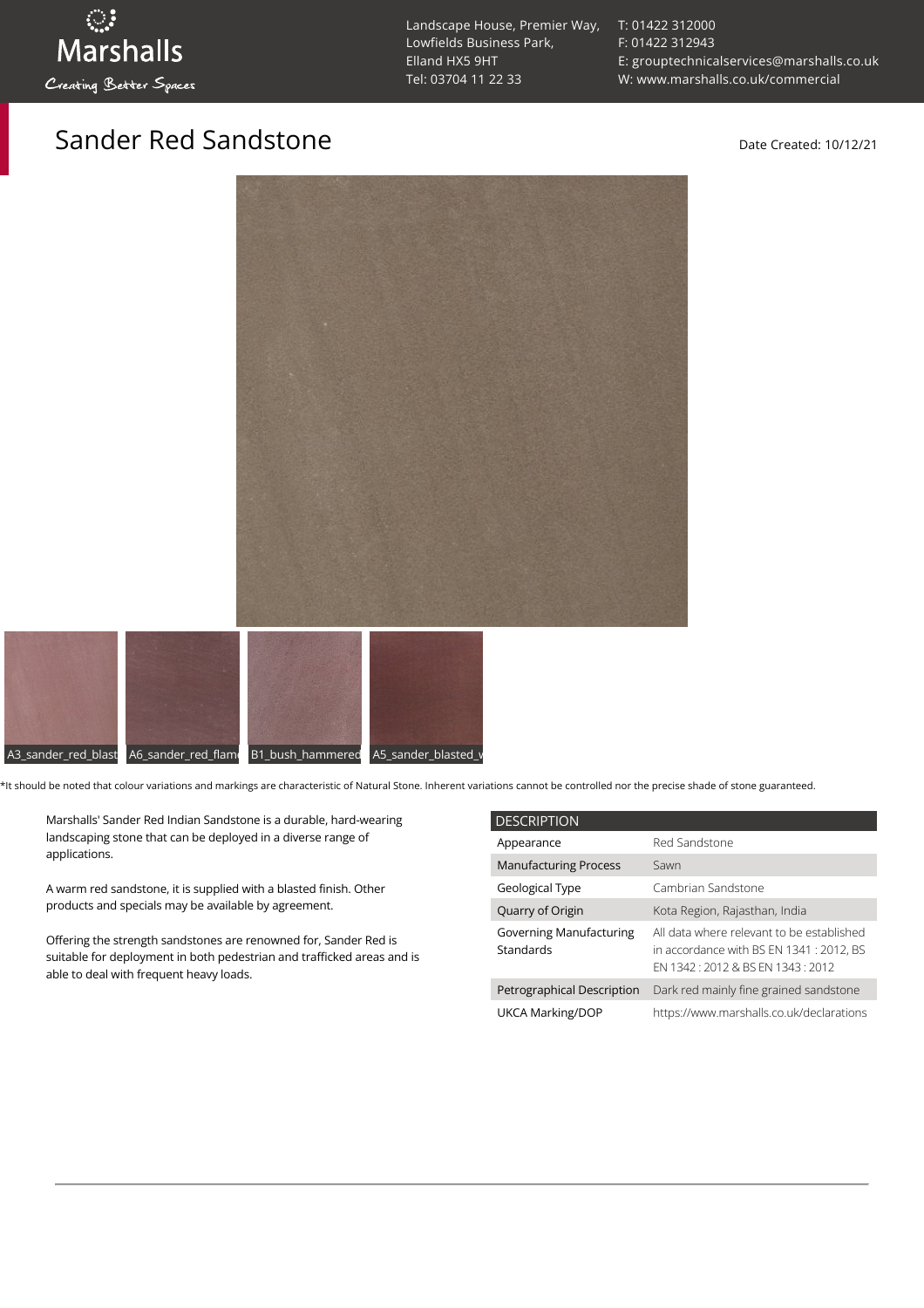Marshalls

Creating Better Spaces

Landscape House, Premier Way,
Lowfields Business Park,
Elland HX5 9HT
Tel: 03704 11 22 33

T: 01422 312000
F: 01422 312943
E: grouptechnicalservices@marshalls.co.uk
W: www.marshalls.co.uk/commercial

# Sander Red Sandstone

Date Created: 10/12/21

A3_sander_red_blast | A6_sander_red_flam | B1_bush_hammered | A5_sander_blasted_v

*It should be noted that colour variations and markings are characteristic of Natural Stone. Inherent variations cannot be controlled nor the precise shade of stone guaranteed.

Marshalls' Sander Red Indian Sandstone is a durable, hard-wearing landscaping stone that can be deployed in a diverse range of applications.

A warm red sandstone, it is supplied with a blasted finish. Other products and specials may be available by agreement.

Offering the strength sandstones are renowned for, Sander Red is suitable for deployment in both pedestrian and trafficked areas and is able to deal with frequent heavy loads.

| DESCRIPTION | |
|---|---|
| Appearance | Red Sandstone |
| Manufacturing Process | Sawn |
| Geological Type | Cambrian Sandstone |
| Quarry of Origin | Kota Region, Rajasthan, India |
| Governing Manufacturing Standards | All data where relevant to be established in accordance with BS EN 1341 : 2012, BS EN 1342 : 2012 & BS EN 1343 : 2012 |
| Petrographical Description | Dark red mainly fine grained sandstone |
| UKCA Marking/DOP | https://www.marshalls.co.uk/declarations |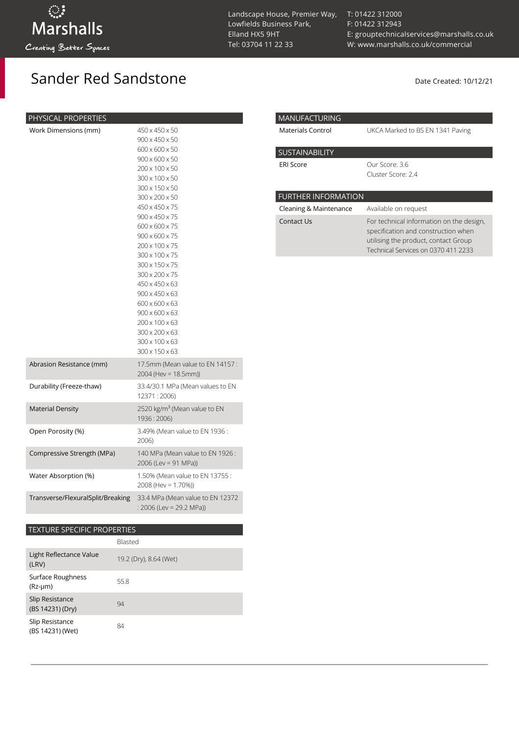# Sander Red Sandstone

Date Created: 10/12/21

| PHYSICAL PROPERTIES | |
|---|---|
| Work Dimensions (mm) | 450 x 450 x 50<br>900 x 450 x 50<br>600 x 600 x 50<br>900 x 600 x 50<br>200 x 100 x 50<br>300 x 100 x 50<br>300 x 150 x 50<br>300 x 200 x 50<br>450 x 450 x 75<br>900 x 450 x 75<br>600 x 600 x 75<br>900 x 600 x 75<br>200 x 100 x 75<br>300 x 100 x 75<br>300 x 150 x 75<br>300 x 200 x 75<br>450 x 450 x 63<br>900 x 450 x 63<br>600 x 600 x 63<br>900 x 600 x 63<br>200 x 100 x 63<br>300 x 200 x 63<br>300 x 100 x 63<br>300 x 150 x 63 |
| Abrasion Resistance (mm) | 17.5mm (Mean value to EN 14157 : 2004 (Hev = 18.5mm)) |
| Durability (Freeze-thaw) | 33.4/30.1 MPa (Mean values to EN 12371 : 2006) |
| Material Density | 2520 kg/m³ (Mean value to EN 1936 : 2006) |
| Open Porosity (%) | 3.49% (Mean value to EN 1936 : 2006) |
| Compressive Strength (MPa) | 140 MPa (Mean value to EN 1926 : 2006 (Lev = 91 MPa)) |
| Water Absorption (%) | 1.50% (Mean value to EN 13755 : 2008 (Hev = 1.70%)) |
| Transverse/FlexuralSplit/Breaking | 33.4 MPa (Mean value to EN 12372 : 2006 (Lev = 29.2 MPa)) |

| TEXTURE SPECIFIC PROPERTIES | |
|---|---|
| | Blasted |
| Light Reflectance Value (LRV) | 19.2 (Dry), 8.64 (Wet) |
| Surface Roughness (Rz-µm) | 55.8 |
| Slip Resistance (BS 14231) (Dry) | 94 |
| Slip Resistance (BS 14231) (Wet) | 84 |

| MANUFACTURING | |
|---|---|
| Materials Control | UKCA Marked to BS EN 1341 Paving |

| SUSTAINABILITY | |
|---|---|
| ERI Score | Our Score: 3.6<br>Cluster Score: 2.4 |

| FURTHER INFORMATION | |
|---|---|
| Cleaning & Maintenance | Available on request |
| Contact Us | For technical information on the design, specification and construction when utilising the product, contact Group Technical Services on 0370 411 2233 |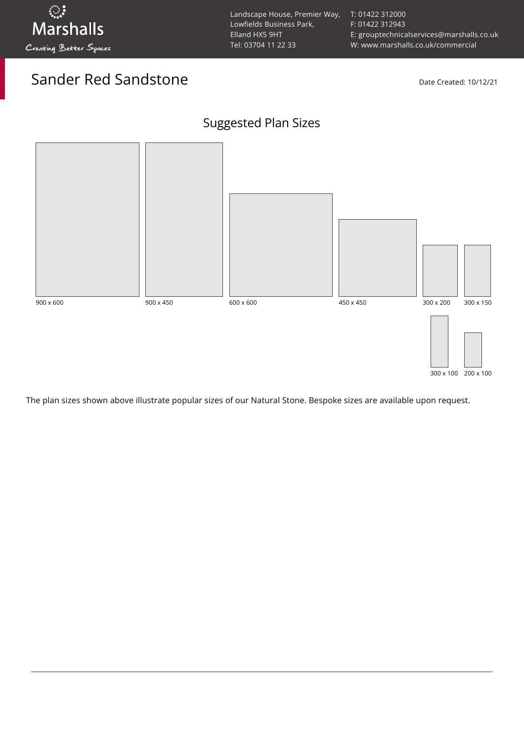# Sander Red Sandstone

Date Created: 10/12/21

## Suggested Plan Sizes

900 x 600

900 x 450

600 x 600

450 x 450

300 x 200

300 x 150

300 x 100

200 x 100

The plan sizes shown above illustrate popular sizes of our Natural Stone. Bespoke sizes are available upon request.